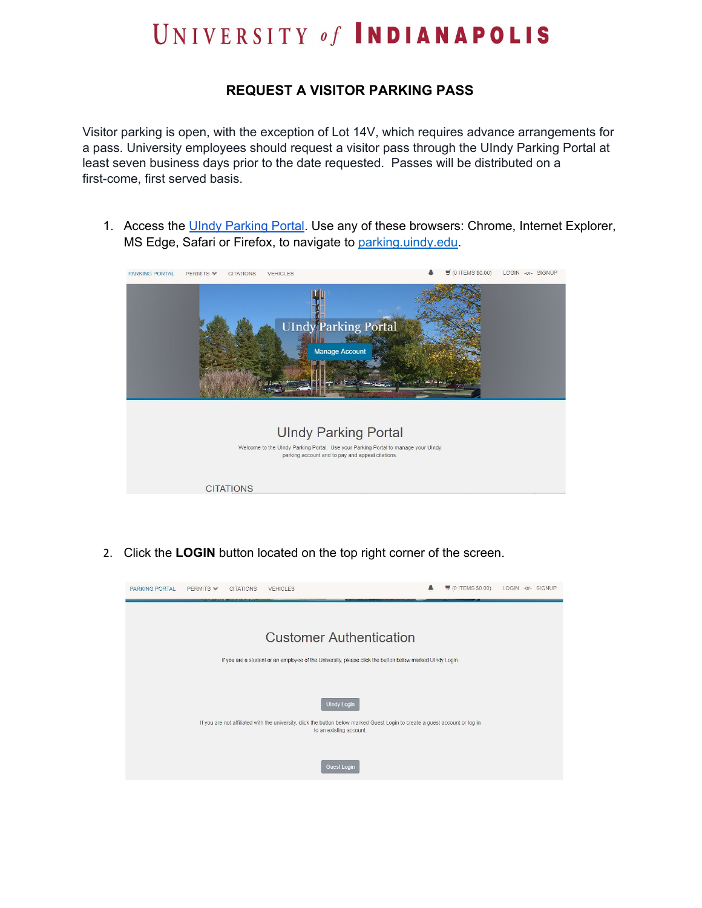# UNIVERSITY of INDIANAPOLIS

## REQUEST A VISITOR PARKING PASS

Visitor parking is open, with the exception of Lot 14V, which requires advance arrangements for a pass. University employees should request a visitor pass through the UIndy Parking Portal at least seven business days prior to the date requested. Passes will be distributed on a first-come, first served basis.

1. Access the UIndy Parking Portal. Use any of these browsers: Chrome, Internet Explorer, MS Edge, Safari or Firefox, to navigate to parking.uindy.edu.

2. Click the **LOGIN** button located on the top right corner of the screen.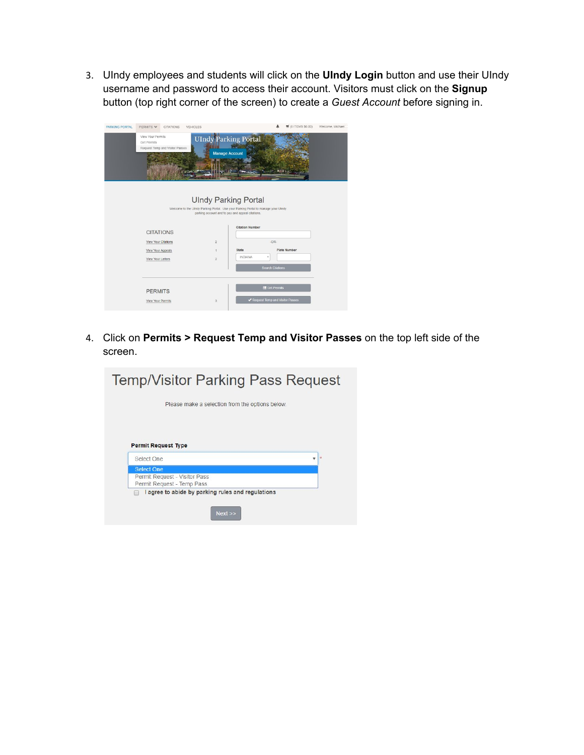3. UIndy employees and students will click on the **UIndy Login** button and use their UIndy username and password to access their account. Visitors must click on the **Signup** button (top right corner of the screen) to create a *Guest Account* before signing in.

4. Click on **Permits > Request Temp and Visitor Passes** on the top left side of the screen.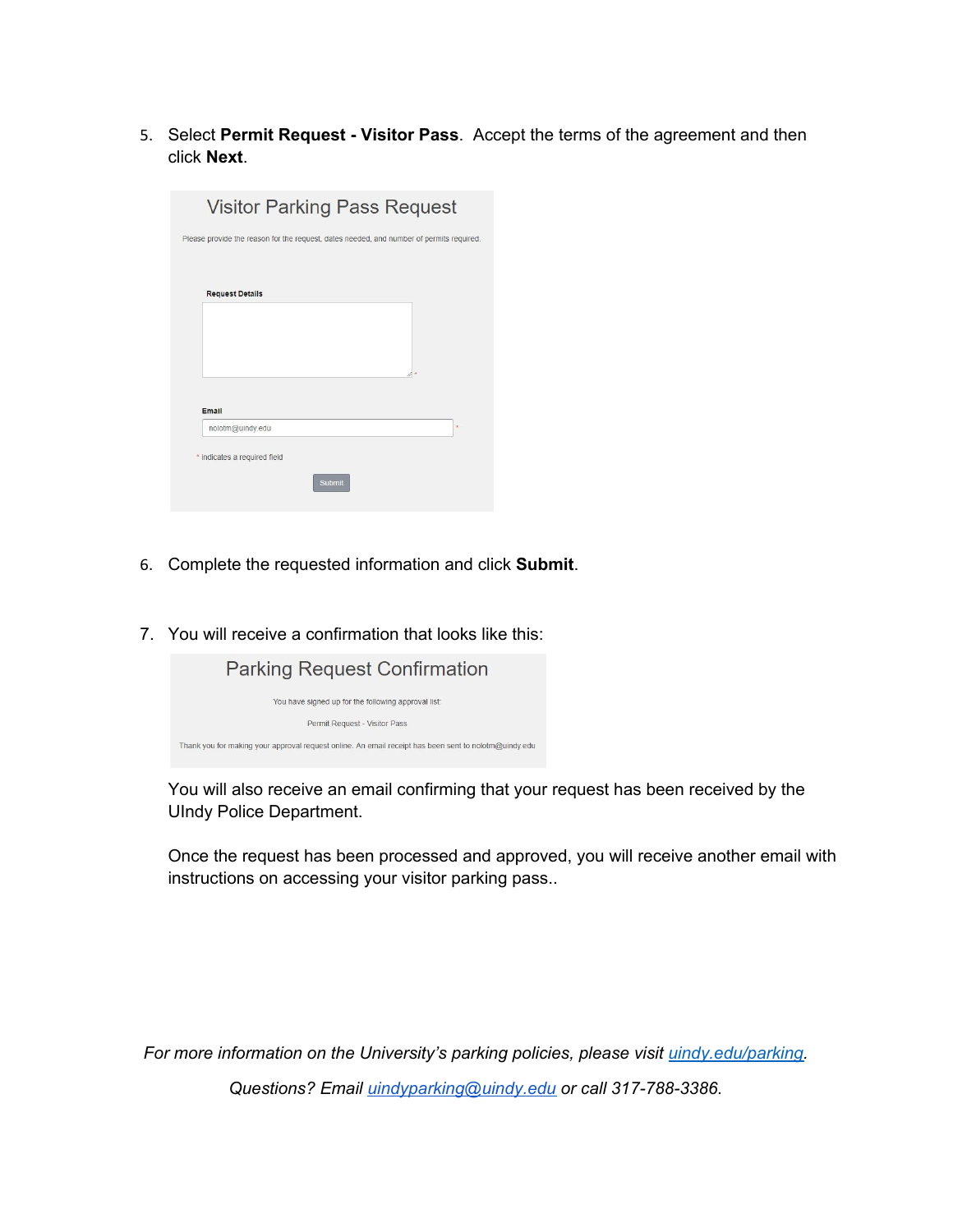5. Select **Permit Request - Visitor Pass**. Accept the terms of the agreement and then click **Next**.

Visitor Parking Pass Request

Please provide the reason for the request, dates needed, and number of permits required.

Request Details

Email

nolotm@uindy.edu

* Indicates a required field

Submit

6. Complete the requested information and click **Submit**.

7. You will receive a confirmation that looks like this:

Parking Request Confirmation

You have signed up for the following approval list:

Permit Request - Visitor Pass

Thank you for making your approval request online. An email receipt has been sent to nolotm@uindy.edu

You will also receive an email confirming that your request has been received by the UIndy Police Department.

Once the request has been processed and approved, you will receive another email with instructions on accessing your visitor parking pass..

*For more information on the University's parking policies, please visit [uindy.edu/parking](uindy.edu/parking).*

*Questions? Email [uindyparking@uindy.edu](mailto:uindyparking@uindy.edu) or call 317-788-3386.*